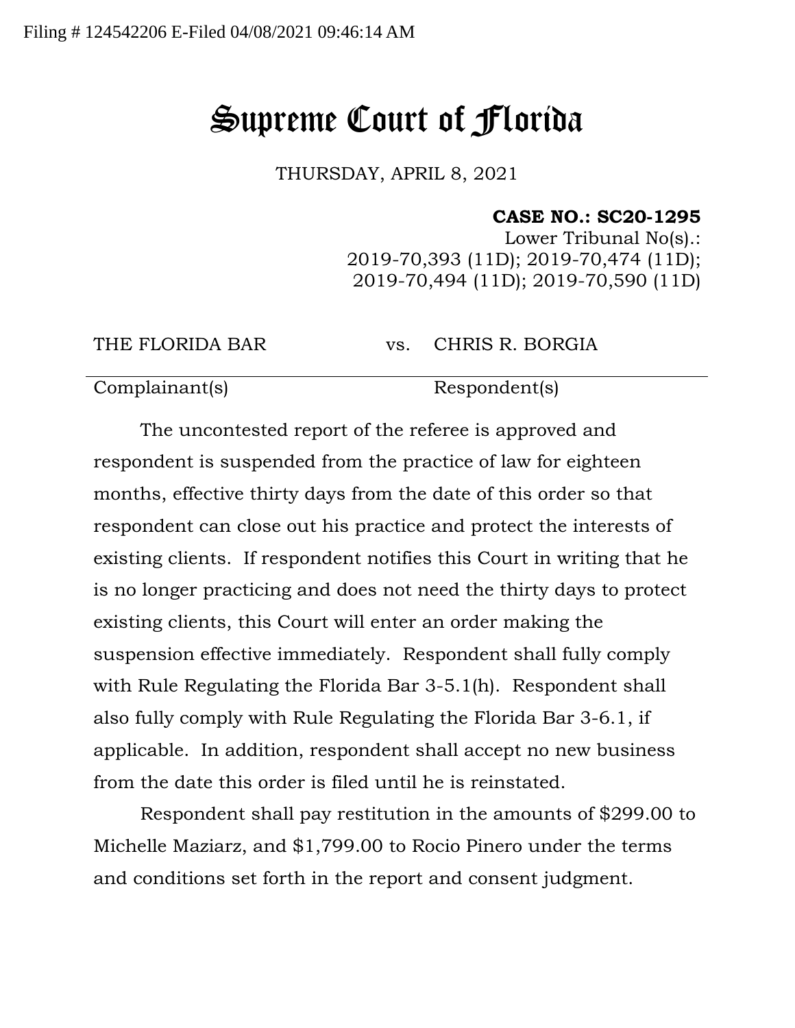Filing # 124542206 E-Filed 04/08/2021 09:46:14 AM

# Supreme Court of Florida

THURSDAY, APRIL 8, 2021

**CASE NO.: SC20-1295**
Lower Tribunal No(s).:
2019-70,393 (11D); 2019-70,474 (11D);
2019-70,494 (11D); 2019-70,590 (11D)

| THE FLORIDA BAR | vs. | CHRIS R. BORGIA |
| --- | --- | --- |
| Complainant(s) | | Respondent(s) |

The uncontested report of the referee is approved and respondent is suspended from the practice of law for eighteen months, effective thirty days from the date of this order so that respondent can close out his practice and protect the interests of existing clients. If respondent notifies this Court in writing that he is no longer practicing and does not need the thirty days to protect existing clients, this Court will enter an order making the suspension effective immediately. Respondent shall fully comply with Rule Regulating the Florida Bar 3-5.1(h). Respondent shall also fully comply with Rule Regulating the Florida Bar 3-6.1, if applicable. In addition, respondent shall accept no new business from the date this order is filed until he is reinstated.

Respondent shall pay restitution in the amounts of $299.00 to Michelle Maziarz, and $1,799.00 to Rocio Pinero under the terms and conditions set forth in the report and consent judgment.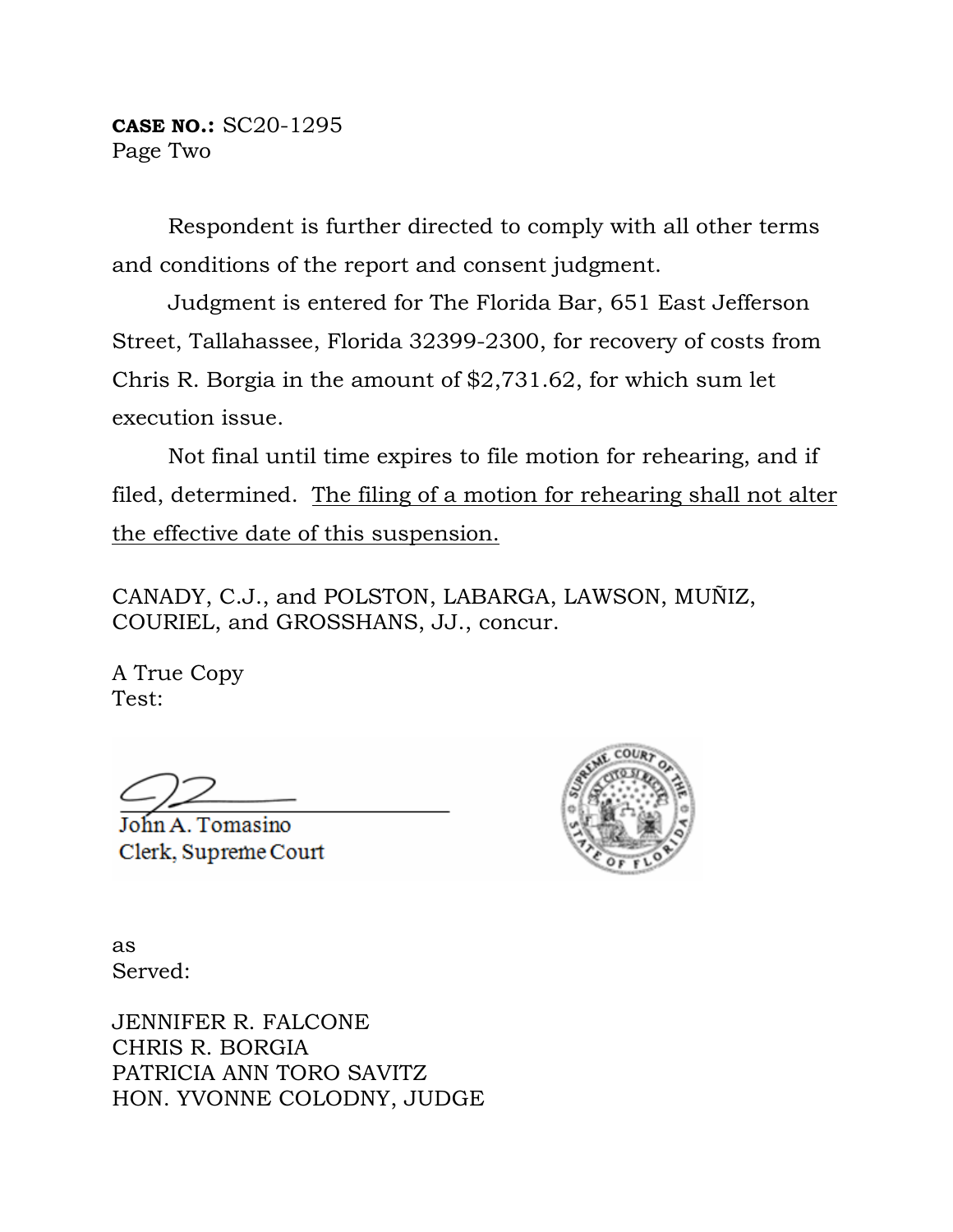**CASE NO.:** SC20-1295
Page Two

Respondent is further directed to comply with all other terms and conditions of the report and consent judgment.

Judgment is entered for The Florida Bar, 651 East Jefferson Street, Tallahassee, Florida 32399-2300, for recovery of costs from Chris R. Borgia in the amount of $2,731.62, for which sum let execution issue.

Not final until time expires to file motion for rehearing, and if filed, determined. <u>The filing of a motion for rehearing shall not alter the effective date of this suspension.</u>

CANADY, C.J., and POLSTON, LABARGA, LAWSON, MUÑIZ, COURIEL, and GROSSHANS, JJ., concur.

A True Copy
Test:

John A. Tomasino
Clerk, Supreme Court

as
Served:

JENNIFER R. FALCONE
CHRIS R. BORGIA
PATRICIA ANN TORO SAVITZ
HON. YVONNE COLODNY, JUDGE